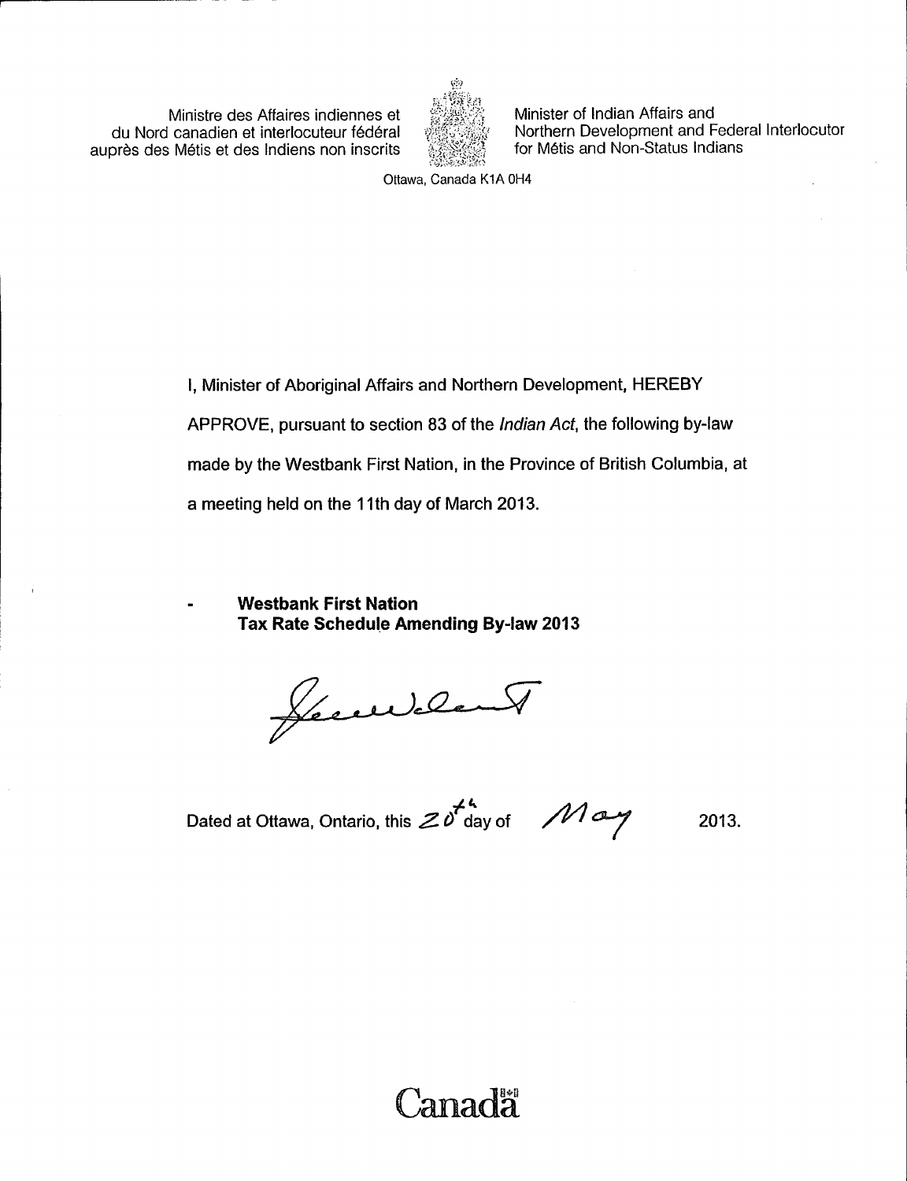Ministre des Affaires indiennes et du Nord canadien et interlocuteur fédéral auprès des Métis et des Indiens non inscrits

Minister of Indian Affairs and Northern Development and Federal Interlocutor for Métis and Non-Status Indians

Ottawa, Canada K1A 0H4

I, Minister of Aboriginal Affairs and Northern Development, HEREBY APPROVE, pursuant to section 83 of the *Indian Act*, the following by-law made by the Westbank First Nation, in the Province of British Columbia, at a meeting held on the 11th day of March 2013.

- **Westbank First Nation**
  **Tax Rate Schedule Amending By-law 2013**

Dated at Ottawa, Ontario, this 20th day of May 2013.

Canada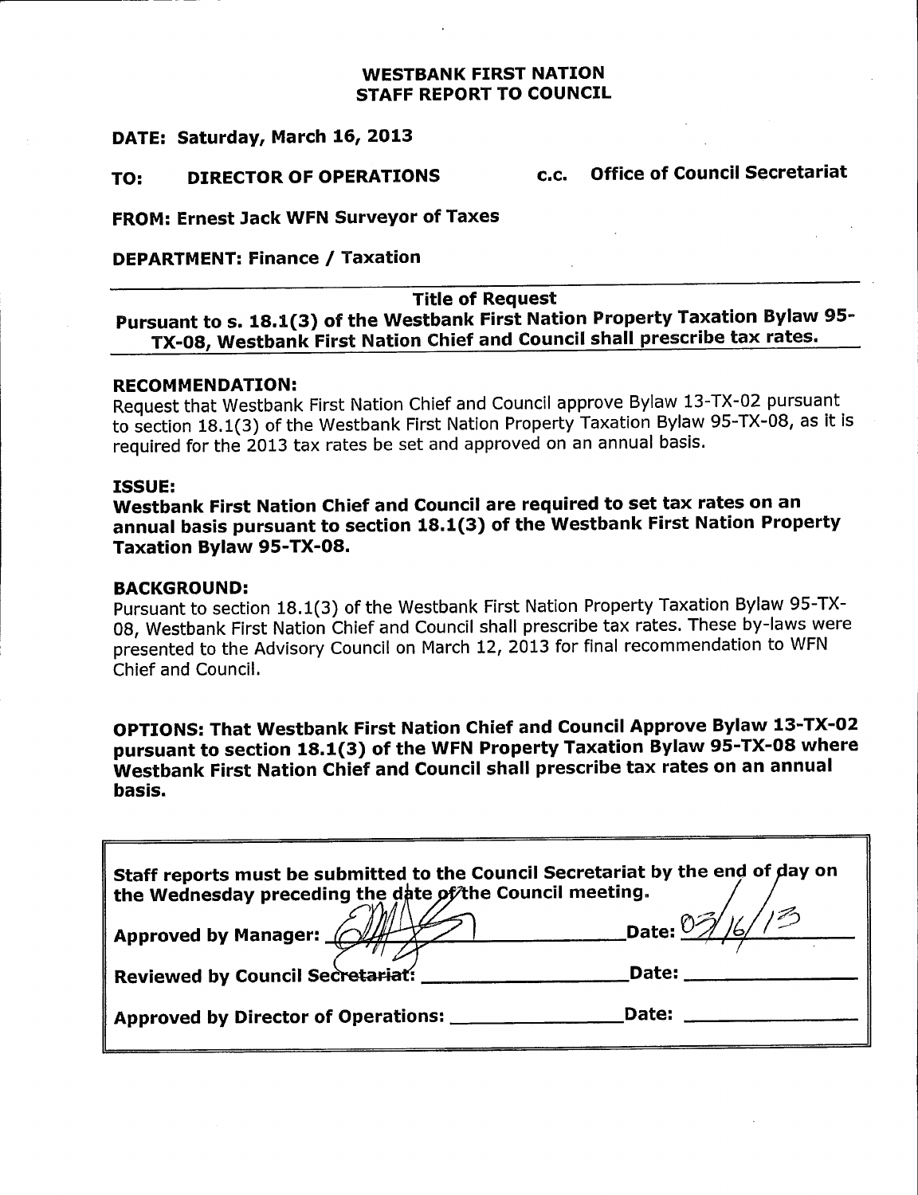**WESTBANK FIRST NATION**
**STAFF REPORT TO COUNCIL**

**DATE: Saturday, March 16, 2013**

**TO: DIRECTOR OF OPERATIONS** **c.c. Office of Council Secretariat**

**FROM: Ernest Jack WFN Surveyor of Taxes**

**DEPARTMENT: Finance / Taxation**

---

**Title of Request**

**Pursuant to s. 18.1(3) of the Westbank First Nation Property Taxation Bylaw 95-TX-08, Westbank First Nation Chief and Council shall prescribe tax rates.**

---

**RECOMMENDATION:**

Request that Westbank First Nation Chief and Council approve Bylaw 13-TX-02 pursuant to section 18.1(3) of the Westbank First Nation Property Taxation Bylaw 95-TX-08, as it is required for the 2013 tax rates be set and approved on an annual basis.

**ISSUE:**

**Westbank First Nation Chief and Council are required to set tax rates on an annual basis pursuant to section 18.1(3) of the Westbank First Nation Property Taxation Bylaw 95-TX-08.**

**BACKGROUND:**

Pursuant to section 18.1(3) of the Westbank First Nation Property Taxation Bylaw 95-TX-08, Westbank First Nation Chief and Council shall prescribe tax rates. These by-laws were presented to the Advisory Council on March 12, 2013 for final recommendation to WFN Chief and Council.

**OPTIONS: That Westbank First Nation Chief and Council Approve Bylaw 13-TX-02 pursuant to section 18.1(3) of the WFN Property Taxation Bylaw 95-TX-08 where Westbank First Nation Chief and Council shall prescribe tax rates on an annual basis.**

---

**Staff reports must be submitted to the Council Secretariat by the end of day on the Wednesday preceding the date of the Council meeting.**

**Approved by Manager:** [signature] **Date:** 03/16/13

**Reviewed by Council Secretariat:** ________________ **Date:** ________________

**Approved by Director of Operations:** ________________ **Date:** ________________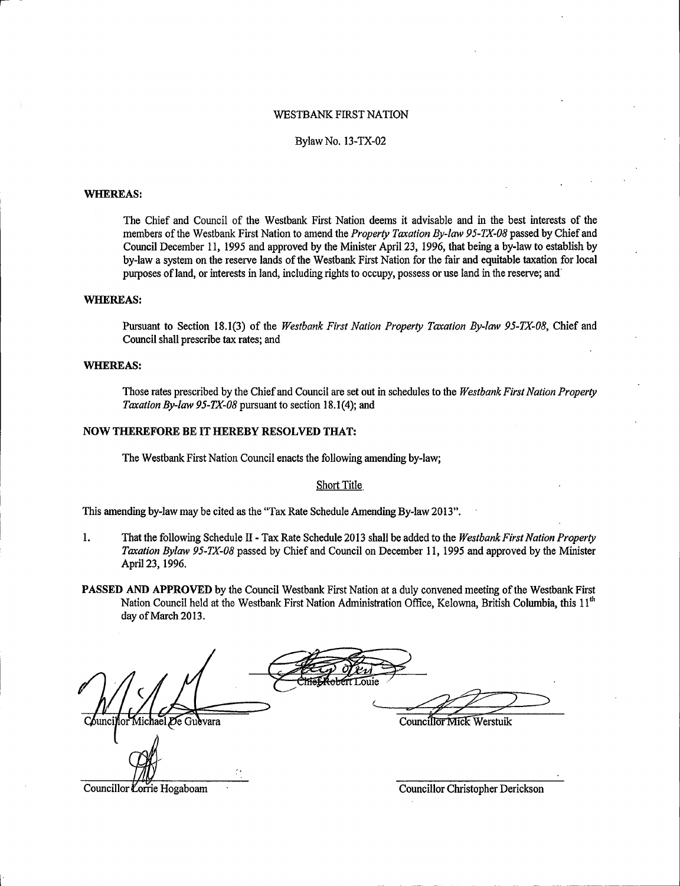WESTBANK FIRST NATION

Bylaw No. 13-TX-02

**WHEREAS:**

The Chief and Council of the Westbank First Nation deems it advisable and in the best interests of the members of the Westbank First Nation to amend the *Property Taxation By-law 95-TX-08* passed by Chief and Council December 11, 1995 and approved by the Minister April 23, 1996, that being a by-law to establish by by-law a system on the reserve lands of the Westbank First Nation for the fair and equitable taxation for local purposes of land, or interests in land, including rights to occupy, possess or use land in the reserve; and

**WHEREAS:**

Pursuant to Section 18.1(3) of the *Westbank First Nation Property Taxation By-law 95-TX-08*, Chief and Council shall prescribe tax rates; and

**WHEREAS:**

Those rates prescribed by the Chief and Council are set out in schedules to the *Westbank First Nation Property Taxation By-law 95-TX-08* pursuant to section 18.1(4); and

**NOW THEREFORE BE IT HEREBY RESOLVED THAT:**

The Westbank First Nation Council enacts the following amending by-law;

Short Title

This amending by-law may be cited as the "Tax Rate Schedule Amending By-law 2013".

1. That the following Schedule II - Tax Rate Schedule 2013 shall be added to the *Westbank First Nation Property Taxation Bylaw 95-TX-08* passed by Chief and Council on December 11, 1995 and approved by the Minister April 23, 1996.

**PASSED AND APPROVED** by the Council Westbank First Nation at a duly convened meeting of the Westbank First Nation Council held at the Westbank First Nation Administration Office, Kelowna, British Columbia, this 11th day of March 2013.

Chief Robert Louie

Councillor Michael De Guevara

Councillor Mick Werstuik

Councillor Lorrie Hogaboam

Councillor Christopher Derickson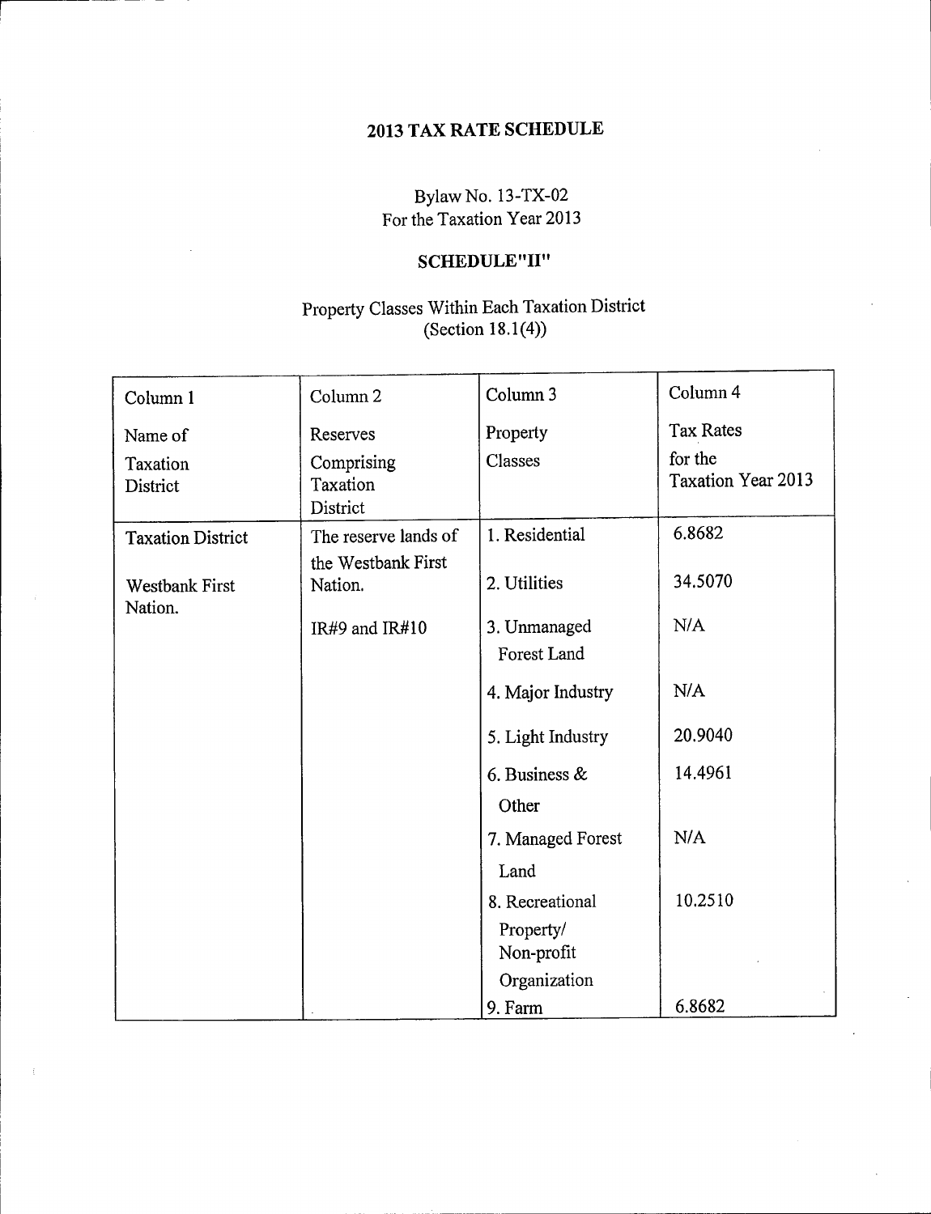# 2013 TAX RATE SCHEDULE

Bylaw No. 13-TX-02
For the Taxation Year 2013

## SCHEDULE"II"

Property Classes Within Each Taxation District
(Section 18.1(4))

| Column 1<br>Name of Taxation District | Column 2<br>Reserves Comprising Taxation District | Column 3<br>Property Classes | Column 4<br>Tax Rates for the Taxation Year 2013 |
|---|---|---|---|
| Taxation District<br><br>Westbank First Nation. | The reserve lands of the Westbank First Nation.<br><br>IR#9 and IR#10 | 1. Residential | 6.8682 |
| | | 2. Utilities | 34.5070 |
| | | 3. Unmanaged Forest Land | N/A |
| | | 4. Major Industry | N/A |
| | | 5. Light Industry | 20.9040 |
| | | 6. Business & Other | 14.4961 |
| | | 7. Managed Forest Land | N/A |
| | | 8. Recreational Property/ Non-profit Organization | 10.2510 |
| | | 9. Farm | 6.8682 |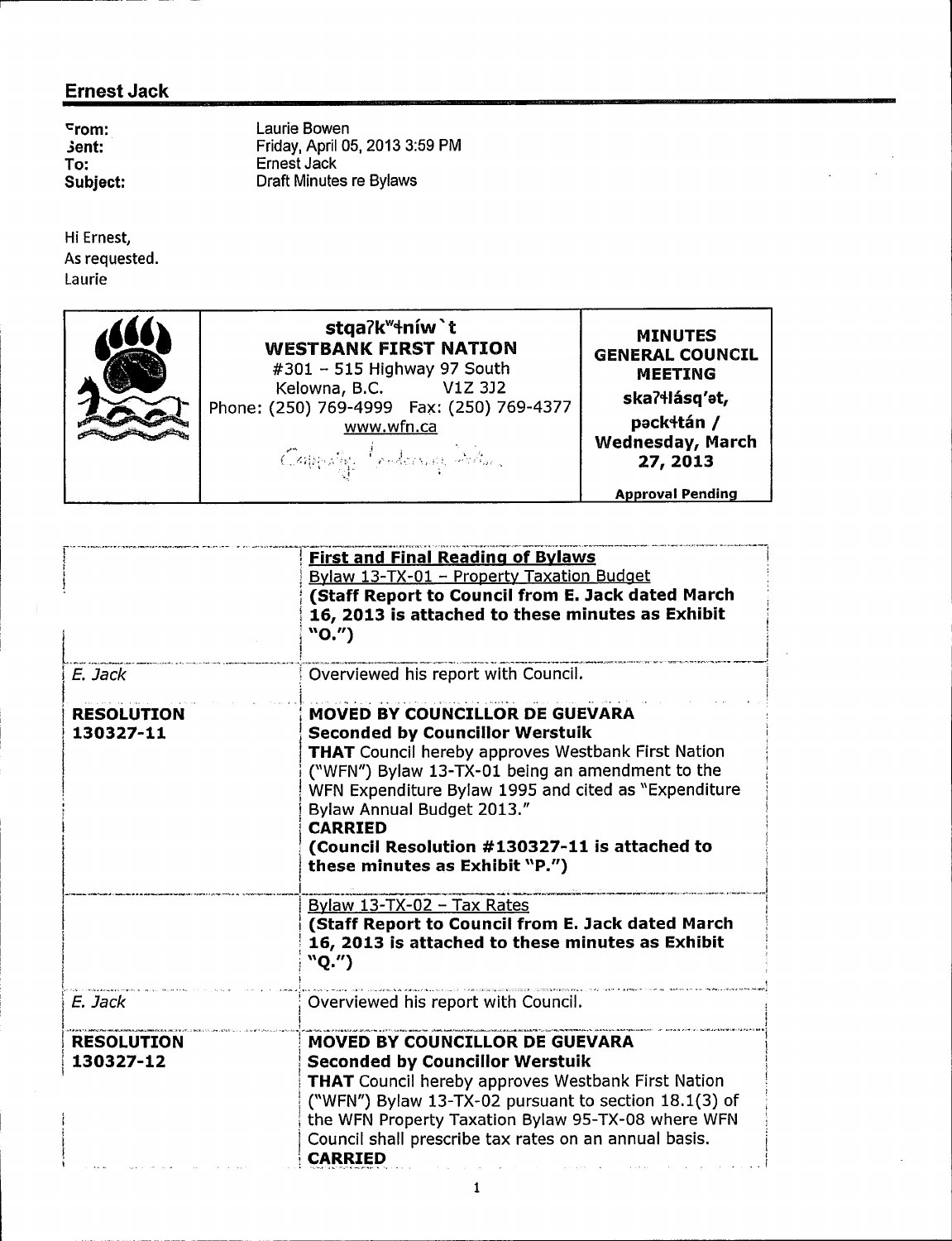## Ernest Jack

**From:** Laurie Bowen
**Sent:** Friday, April 05, 2013 3:59 PM
**To:** Ernest Jack
**Subject:** Draft Minutes re Bylaws

Hi Ernest,
As requested.
Laurie

| | | |
|---|---|---|
| | **stqaʔkʷɬníw`t**<br>**WESTBANK FIRST NATION**<br>#301 – 515 Highway 97 South<br>Kelowna, B.C. V1Z 3J2<br>Phone: (250) 769-4999 Fax: (250) 769-4377<br>www.wfn.ca<br>Capacity Leadership Pride | **MINUTES**<br>**GENERAL COUNCIL MEETING**<br>**skaʔɬlásq'ət, pəckɬtán / Wednesday, March 27, 2013**<br>**Approval Pending** |

| | |
|---|---|
| | **First and Final Reading of Bylaws**<br>Bylaw 13-TX-01 – Property Taxation Budget<br>**(Staff Report to Council from E. Jack dated March 16, 2013 is attached to these minutes as Exhibit "O.")** |
| *E. Jack* | Overviewed his report with Council. |
| **RESOLUTION 130327-11** | **MOVED BY COUNCILLOR DE GUEVARA**<br>**Seconded by Councillor Werstuik**<br>**THAT** Council hereby approves Westbank First Nation ("WFN") Bylaw 13-TX-01 being an amendment to the WFN Expenditure Bylaw 1995 and cited as "Expenditure Bylaw Annual Budget 2013."<br>**CARRIED**<br>**(Council Resolution #130327-11 is attached to these minutes as Exhibit "P.")** |
| | Bylaw 13-TX-02 – Tax Rates<br>**(Staff Report to Council from E. Jack dated March 16, 2013 is attached to these minutes as Exhibit "Q.")** |
| *E. Jack* | Overviewed his report with Council. |
| **RESOLUTION 130327-12** | **MOVED BY COUNCILLOR DE GUEVARA**<br>**Seconded by Councillor Werstuik**<br>**THAT** Council hereby approves Westbank First Nation ("WFN") Bylaw 13-TX-02 pursuant to section 18.1(3) of the WFN Property Taxation Bylaw 95-TX-08 where WFN Council shall prescribe tax rates on an annual basis.<br>**CARRIED** |